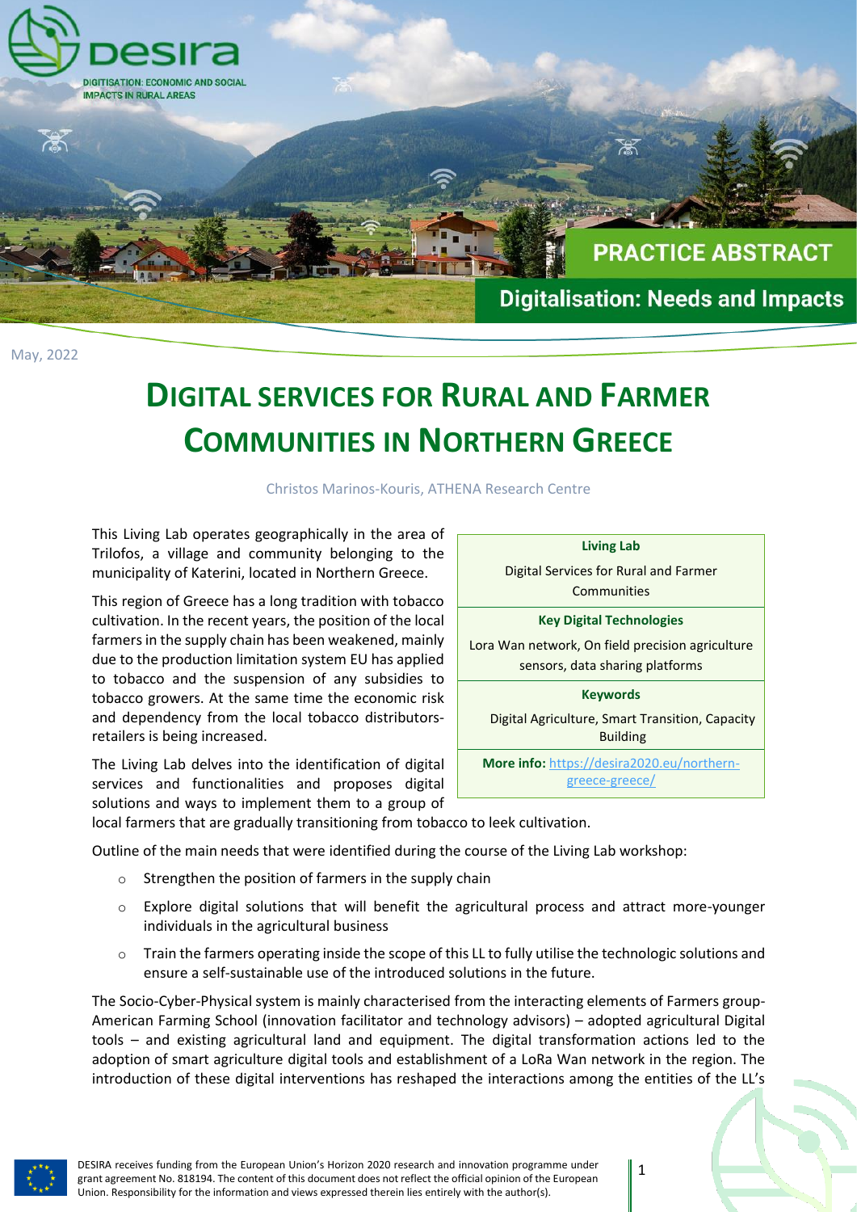desira

DIGITISATION: ECONOMIC AND SOCIAL IMPACTS IN RURAL AREAS

PRACTICE ABSTRACT

Digitalisation: Needs and Impacts

May, 2022

# DIGITAL SERVICES FOR RURAL AND FARMER COMMUNITIES IN NORTHERN GREECE

Christos Marinos-Kouris, ATHENA Research Centre

| **Living Lab** |
| --- |
| Digital Services for Rural and Farmer Communities |
| **Key Digital Technologies** |
| Lora Wan network, On field precision agriculture sensors, data sharing platforms |
| **Keywords** |
| Digital Agriculture, Smart Transition, Capacity Building |
| **More info:** [https://desira2020.eu/northern-greece-greece/](https://desira2020.eu/northern-greece-greece/) |

This Living Lab operates geographically in the area of Trilofos, a village and community belonging to the municipality of Katerini, located in Northern Greece.

This region of Greece has a long tradition with tobacco cultivation. In the recent years, the position of the local farmers in the supply chain has been weakened, mainly due to the production limitation system EU has applied to tobacco and the suspension of any subsidies to tobacco growers. At the same time the economic risk and dependency from the local tobacco distributors-retailers is being increased.

The Living Lab delves into the identification of digital services and functionalities and proposes digital solutions and ways to implement them to a group of local farmers that are gradually transitioning from tobacco to leek cultivation.

Outline of the main needs that were identified during the course of the Living Lab workshop:

- Strengthen the position of farmers in the supply chain
- Explore digital solutions that will benefit the agricultural process and attract more-younger individuals in the agricultural business
- Train the farmers operating inside the scope of this LL to fully utilise the technologic solutions and ensure a self-sustainable use of the introduced solutions in the future.

The Socio-Cyber-Physical system is mainly characterised from the interacting elements of Farmers group-American Farming School (innovation facilitator and technology advisors) – adopted agricultural Digital tools – and existing agricultural land and equipment. The digital transformation actions led to the adoption of smart agriculture digital tools and establishment of a LoRa Wan network in the region. The introduction of these digital interventions has reshaped the interactions among the entities of the LL's

DESIRA receives funding from the European Union's Horizon 2020 research and innovation programme under grant agreement No. 818194. The content of this document does not reflect the official opinion of the European Union. Responsibility for the information and views expressed therein lies entirely with the author(s).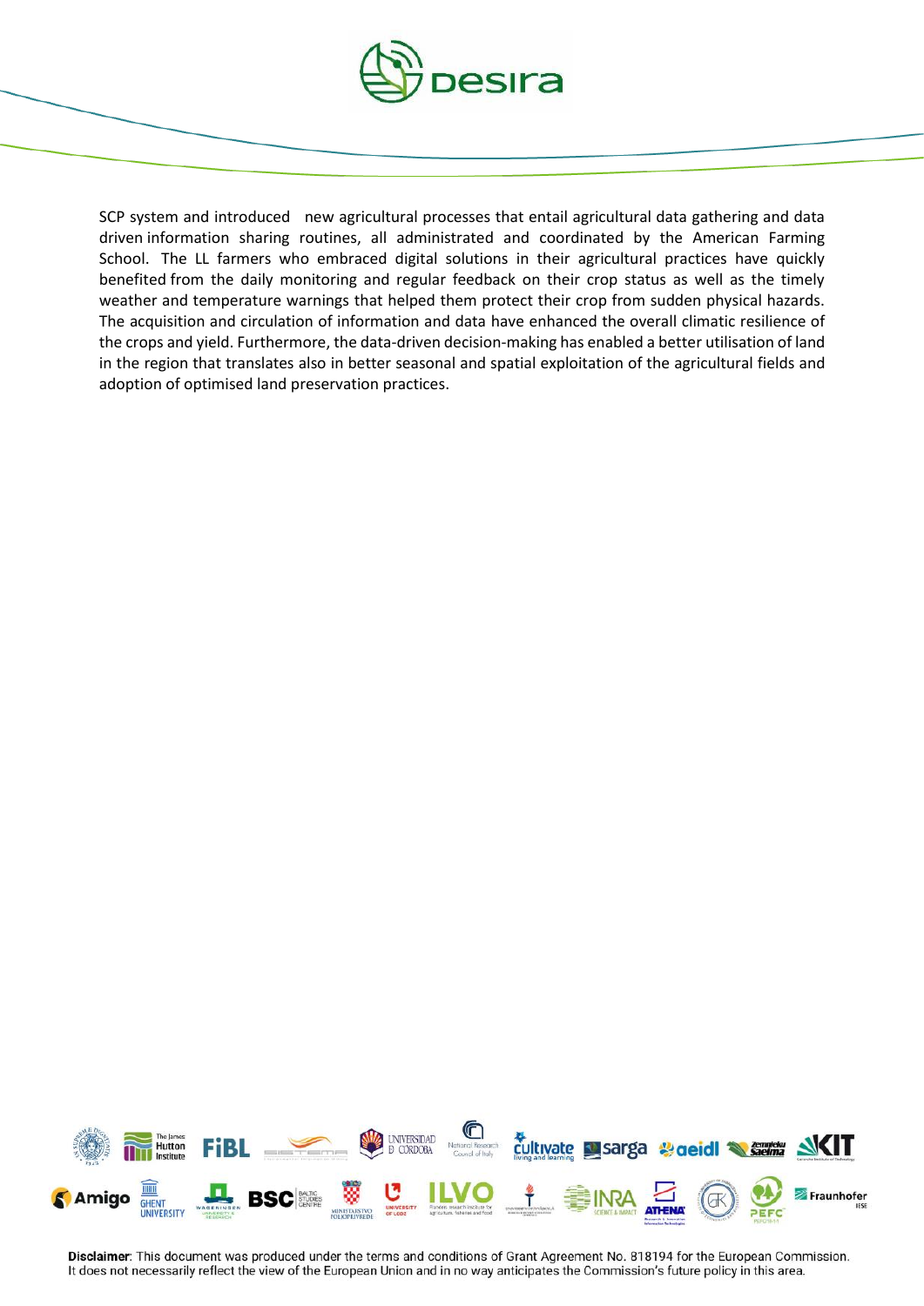SCP system and introduced new agricultural processes that entail agricultural data gathering and data driven information sharing routines, all administrated and coordinated by the American Farming School. The LL farmers who embraced digital solutions in their agricultural practices have quickly benefited from the daily monitoring and regular feedback on their crop status as well as the timely weather and temperature warnings that helped them protect their crop from sudden physical hazards. The acquisition and circulation of information and data have enhanced the overall climatic resilience of the crops and yield. Furthermore, the data-driven decision-making has enabled a better utilisation of land in the region that translates also in better seasonal and spatial exploitation of the agricultural fields and adoption of optimised land preservation practices.